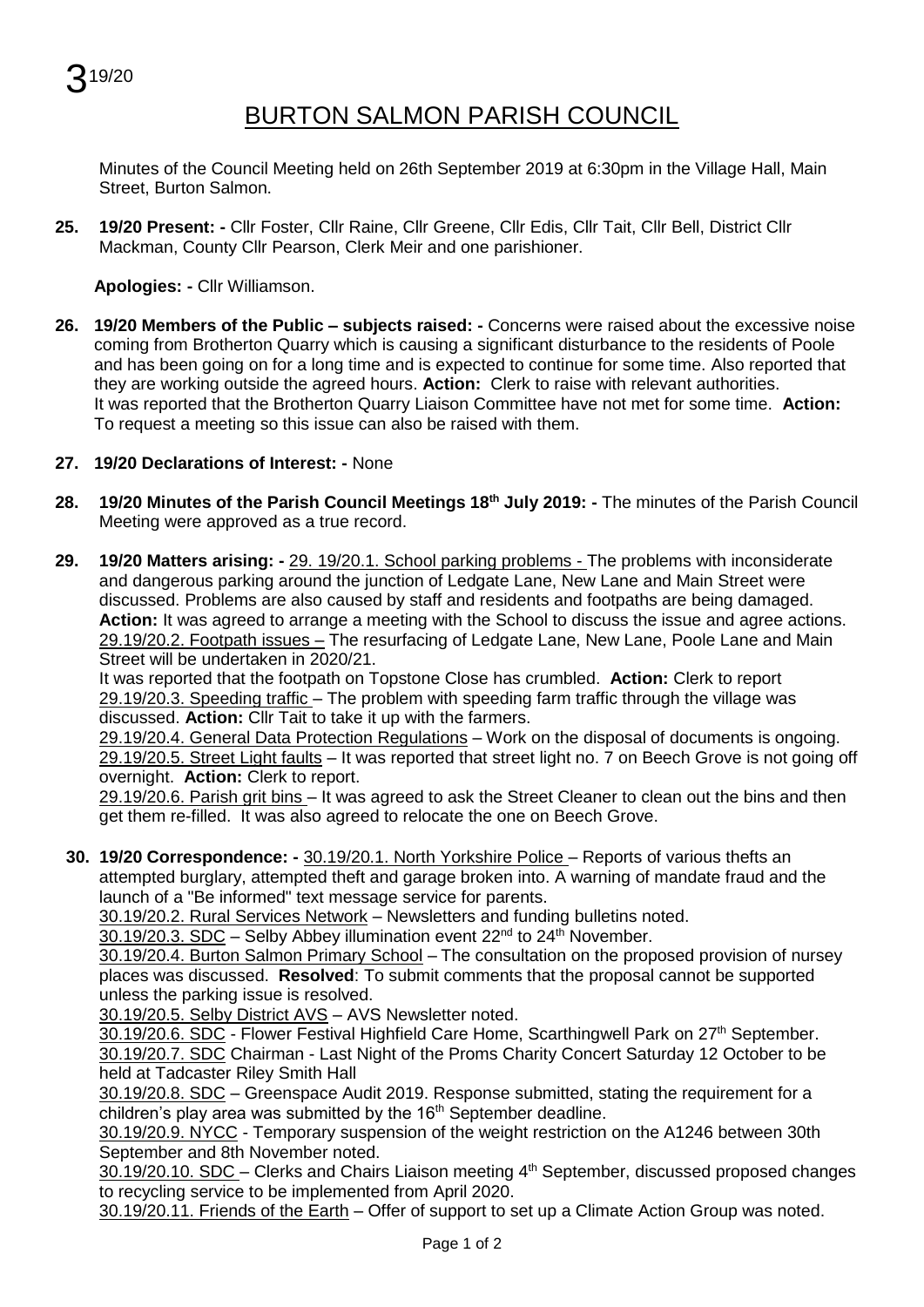3[19/20]

# BURTON SALMON PARISH COUNCIL

Minutes of the Council Meeting held on 26th September 2019 at 6:30pm in the Village Hall, Main Street, Burton Salmon.

**25. 19/20 Present: -** Cllr Foster, Cllr Raine, Cllr Greene, Cllr Edis, Cllr Tait, Cllr Bell, District Cllr Mackman, County Cllr Pearson, Clerk Meir and one parishioner.

**Apologies: -** Cllr Williamson.

**26. 19/20 Members of the Public – subjects raised: -** Concerns were raised about the excessive noise coming from Brotherton Quarry which is causing a significant disturbance to the residents of Poole and has been going on for a long time and is expected to continue for some time. Also reported that they are working outside the agreed hours. **Action:** Clerk to raise with relevant authorities. It was reported that the Brotherton Quarry Liaison Committee have not met for some time. **Action:** To request a meeting so this issue can also be raised with them.

**27. 19/20 Declarations of Interest: -** None

**28. 19/20 Minutes of the Parish Council Meetings 18th July 2019: -** The minutes of the Parish Council Meeting were approved as a true record.

**29. 19/20 Matters arising: -** 29. 19/20.1. School parking problems - The problems with inconsiderate and dangerous parking around the junction of Ledgate Lane, New Lane and Main Street were discussed. Problems are also caused by staff and residents and footpaths are being damaged. **Action:** It was agreed to arrange a meeting with the School to discuss the issue and agree actions.
29.19/20.2. Footpath issues – The resurfacing of Ledgate Lane, New Lane, Poole Lane and Main Street will be undertaken in 2020/21.
It was reported that the footpath on Topstone Close has crumbled. **Action:** Clerk to report
29.19/20.3. Speeding traffic – The problem with speeding farm traffic through the village was discussed. **Action:** Cllr Tait to take it up with the farmers.
29.19/20.4. General Data Protection Regulations – Work on the disposal of documents is ongoing.
29.19/20.5. Street Light faults – It was reported that street light no. 7 on Beech Grove is not going off overnight. **Action:** Clerk to report.
29.19/20.6. Parish grit bins – It was agreed to ask the Street Cleaner to clean out the bins and then get them re-filled. It was also agreed to relocate the one on Beech Grove.

**30. 19/20 Correspondence: -** 30.19/20.1. North Yorkshire Police – Reports of various thefts an attempted burglary, attempted theft and garage broken into. A warning of mandate fraud and the launch of a "Be informed" text message service for parents.
30.19/20.2. Rural Services Network – Newsletters and funding bulletins noted.
30.19/20.3. SDC – Selby Abbey illumination event 22nd to 24th November.
30.19/20.4. Burton Salmon Primary School – The consultation on the proposed provision of nursey places was discussed. **Resolved**: To submit comments that the proposal cannot be supported unless the parking issue is resolved.
30.19/20.5. Selby District AVS – AVS Newsletter noted.
30.19/20.6. SDC - Flower Festival Highfield Care Home, Scarthingwell Park on 27th September.
30.19/20.7. SDC Chairman - Last Night of the Proms Charity Concert Saturday 12 October to be held at Tadcaster Riley Smith Hall
30.19/20.8. SDC – Greenspace Audit 2019. Response submitted, stating the requirement for a children's play area was submitted by the 16th September deadline.
30.19/20.9. NYCC - Temporary suspension of the weight restriction on the A1246 between 30th September and 8th November noted.
30.19/20.10. SDC – Clerks and Chairs Liaison meeting 4th September, discussed proposed changes to recycling service to be implemented from April 2020.
30.19/20.11. Friends of the Earth – Offer of support to set up a Climate Action Group was noted.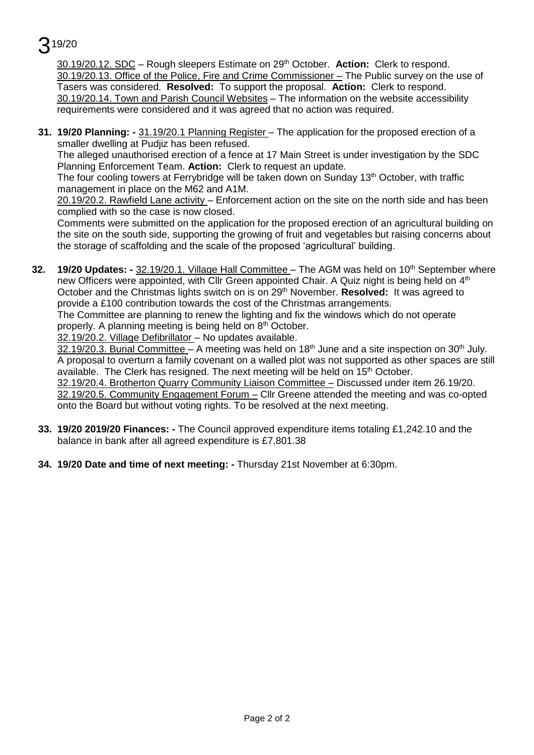30.19/20.12. SDC – Rough sleepers Estimate on 29th October. **Action:** Clerk to respond.
30.19/20.13. Office of the Police, Fire and Crime Commissioner – The Public survey on the use of Tasers was considered. **Resolved:** To support the proposal. **Action:** Clerk to respond.
30.19/20.14. Town and Parish Council Websites – The information on the website accessibility requirements were considered and it was agreed that no action was required.

**31. 19/20 Planning: -** 31.19/20.1 Planning Register – The application for the proposed erection of a smaller dwelling at Pudjiz has been refused.
The alleged unauthorised erection of a fence at 17 Main Street is under investigation by the SDC Planning Enforcement Team. **Action:** Clerk to request an update.
The four cooling towers at Ferrybridge will be taken down on Sunday 13th October, with traffic management in place on the M62 and A1M.
20.19/20.2. Rawfield Lane activity – Enforcement action on the site on the north side and has been complied with so the case is now closed.
Comments were submitted on the application for the proposed erection of an agricultural building on the site on the south side, supporting the growing of fruit and vegetables but raising concerns about the storage of scaffolding and the scale of the proposed 'agricultural' building.

**32. 19/20 Updates: -** 32.19/20.1. Village Hall Committee – The AGM was held on 10th September where new Officers were appointed, with Cllr Green appointed Chair. A Quiz night is being held on 4th October and the Christmas lights switch on is on 29th November. **Resolved:** It was agreed to provide a £100 contribution towards the cost of the Christmas arrangements.
The Committee are planning to renew the lighting and fix the windows which do not operate properly. A planning meeting is being held on 8th October.
32.19/20.2. Village Defibrillator – No updates available.
32.19/20.3. Burial Committee – A meeting was held on 18th June and a site inspection on 30th July. A proposal to overturn a family covenant on a walled plot was not supported as other spaces are still available. The Clerk has resigned. The next meeting will be held on 15th October.
32.19/20.4. Brotherton Quarry Community Liaison Committee – Discussed under item 26.19/20.
32.19/20.5. Community Engagement Forum – Cllr Greene attended the meeting and was co-opted onto the Board but without voting rights. To be resolved at the next meeting.

**33. 19/20 2019/20 Finances: -** The Council approved expenditure items totaling £1,242.10 and the balance in bank after all agreed expenditure is £7,801.38

**34. 19/20 Date and time of next meeting: -** Thursday 21st November at 6:30pm.